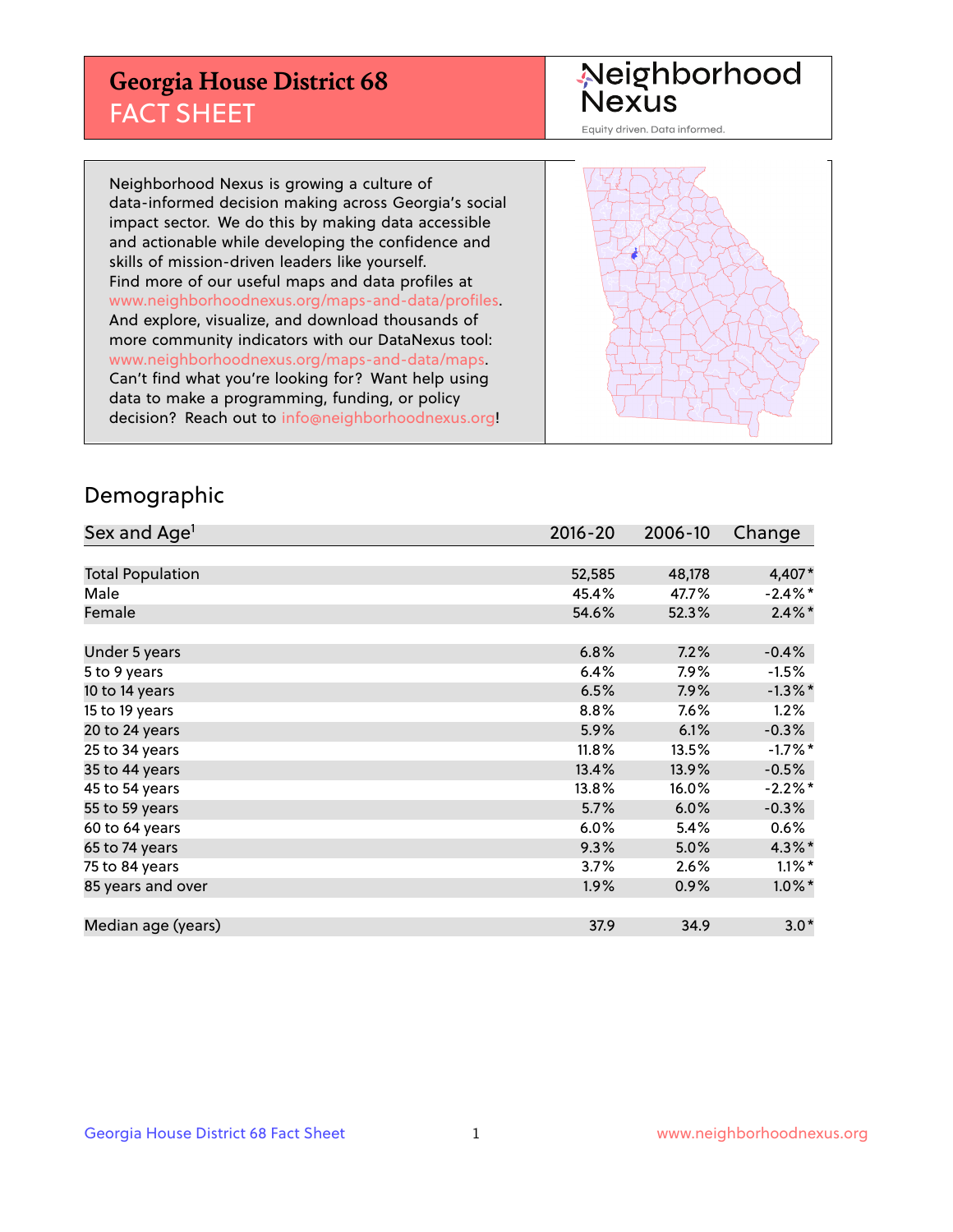# Georgia House District 68
## FACT SHEET

Neighborhood Nexus

Equity driven. Data informed.

Neighborhood Nexus is growing a culture of data-informed decision making across Georgia's social impact sector. We do this by making data accessible and actionable while developing the confidence and skills of mission-driven leaders like yourself. Find more of our useful maps and data profiles at www.neighborhoodnexus.org/maps-and-data/profiles. And explore, visualize, and download thousands of more community indicators with our DataNexus tool: www.neighborhoodnexus.org/maps-and-data/maps. Can't find what you're looking for? Want help using data to make a programming, funding, or policy decision? Reach out to info@neighborhoodnexus.org!

## Demographic

| Sex and Age[1] | 2016-20 | 2006-10 | Change |
|---|---|---|---|
| Total Population | 52,585 | 48,178 | 4,407* |
| Male | 45.4% | 47.7% | -2.4%* |
| Female | 54.6% | 52.3% | 2.4%* |
| Under 5 years | 6.8% | 7.2% | -0.4% |
| 5 to 9 years | 6.4% | 7.9% | -1.5% |
| 10 to 14 years | 6.5% | 7.9% | -1.3%* |
| 15 to 19 years | 8.8% | 7.6% | 1.2% |
| 20 to 24 years | 5.9% | 6.1% | -0.3% |
| 25 to 34 years | 11.8% | 13.5% | -1.7%* |
| 35 to 44 years | 13.4% | 13.9% | -0.5% |
| 45 to 54 years | 13.8% | 16.0% | -2.2%* |
| 55 to 59 years | 5.7% | 6.0% | -0.3% |
| 60 to 64 years | 6.0% | 5.4% | 0.6% |
| 65 to 74 years | 9.3% | 5.0% | 4.3%* |
| 75 to 84 years | 3.7% | 2.6% | 1.1%* |
| 85 years and over | 1.9% | 0.9% | 1.0%* |
| Median age (years) | 37.9 | 34.9 | 3.0* |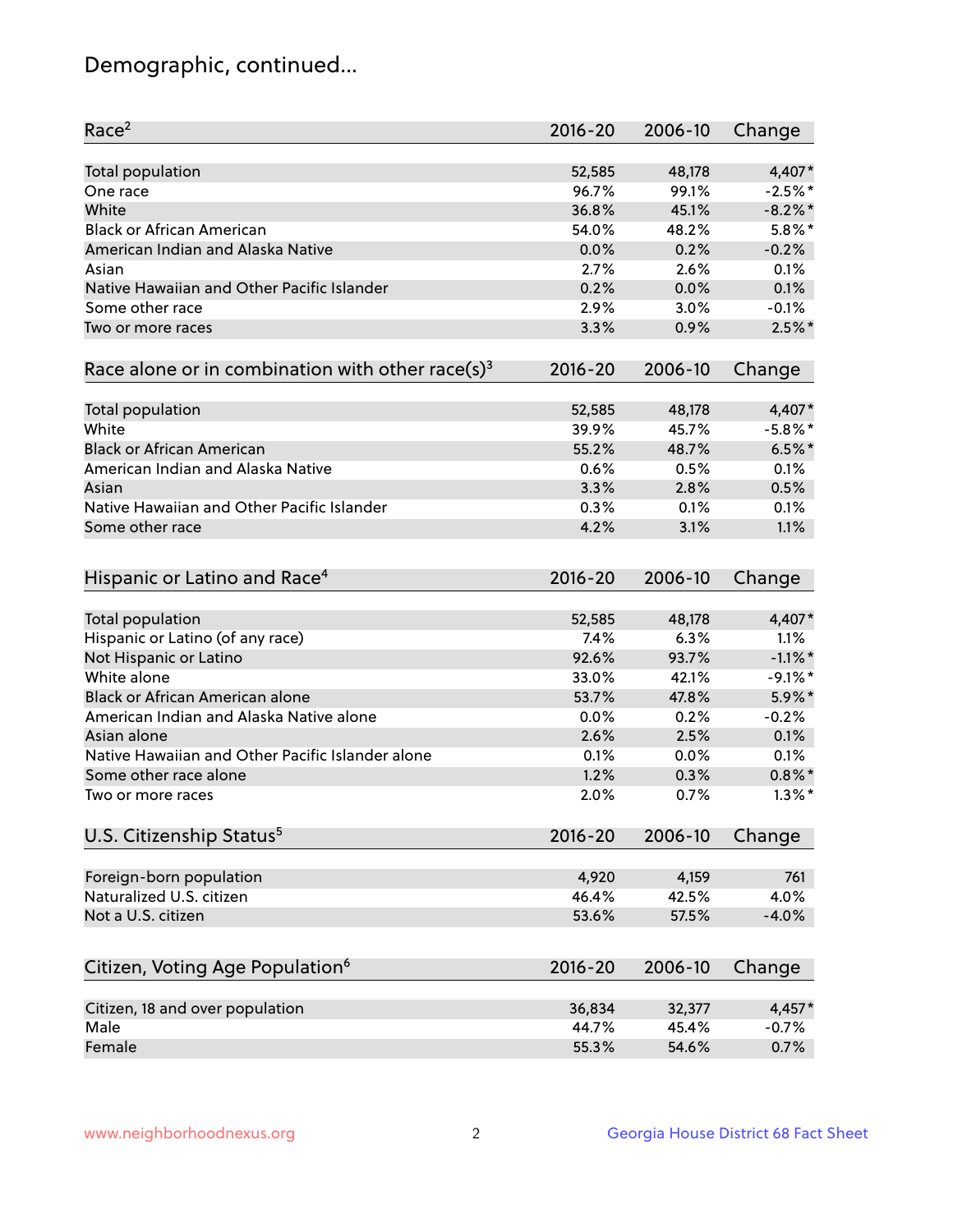# Demographic, continued...

| Race[2] | 2016-20 | 2006-10 | Change |
|---|---|---|---|
| Total population | 52,585 | 48,178 | 4,407* |
| One race | 96.7% | 99.1% | -2.5%* |
| White | 36.8% | 45.1% | -8.2%* |
| Black or African American | 54.0% | 48.2% | 5.8%* |
| American Indian and Alaska Native | 0.0% | 0.2% | -0.2% |
| Asian | 2.7% | 2.6% | 0.1% |
| Native Hawaiian and Other Pacific Islander | 0.2% | 0.0% | 0.1% |
| Some other race | 2.9% | 3.0% | -0.1% |
| Two or more races | 3.3% | 0.9% | 2.5%* |

| Race alone or in combination with other race(s)[3] | 2016-20 | 2006-10 | Change |
|---|---|---|---|
| Total population | 52,585 | 48,178 | 4,407* |
| White | 39.9% | 45.7% | -5.8%* |
| Black or African American | 55.2% | 48.7% | 6.5%* |
| American Indian and Alaska Native | 0.6% | 0.5% | 0.1% |
| Asian | 3.3% | 2.8% | 0.5% |
| Native Hawaiian and Other Pacific Islander | 0.3% | 0.1% | 0.1% |
| Some other race | 4.2% | 3.1% | 1.1% |

| Hispanic or Latino and Race[4] | 2016-20 | 2006-10 | Change |
|---|---|---|---|
| Total population | 52,585 | 48,178 | 4,407* |
| Hispanic or Latino (of any race) | 7.4% | 6.3% | 1.1% |
| Not Hispanic or Latino | 92.6% | 93.7% | -1.1%* |
| White alone | 33.0% | 42.1% | -9.1%* |
| Black or African American alone | 53.7% | 47.8% | 5.9%* |
| American Indian and Alaska Native alone | 0.0% | 0.2% | -0.2% |
| Asian alone | 2.6% | 2.5% | 0.1% |
| Native Hawaiian and Other Pacific Islander alone | 0.1% | 0.0% | 0.1% |
| Some other race alone | 1.2% | 0.3% | 0.8%* |
| Two or more races | 2.0% | 0.7% | 1.3%* |

| U.S. Citizenship Status[5] | 2016-20 | 2006-10 | Change |
|---|---|---|---|
| Foreign-born population | 4,920 | 4,159 | 761 |
| Naturalized U.S. citizen | 46.4% | 42.5% | 4.0% |
| Not a U.S. citizen | 53.6% | 57.5% | -4.0% |

| Citizen, Voting Age Population[6] | 2016-20 | 2006-10 | Change |
|---|---|---|---|
| Citizen, 18 and over population | 36,834 | 32,377 | 4,457* |
| Male | 44.7% | 45.4% | -0.7% |
| Female | 55.3% | 54.6% | 0.7% |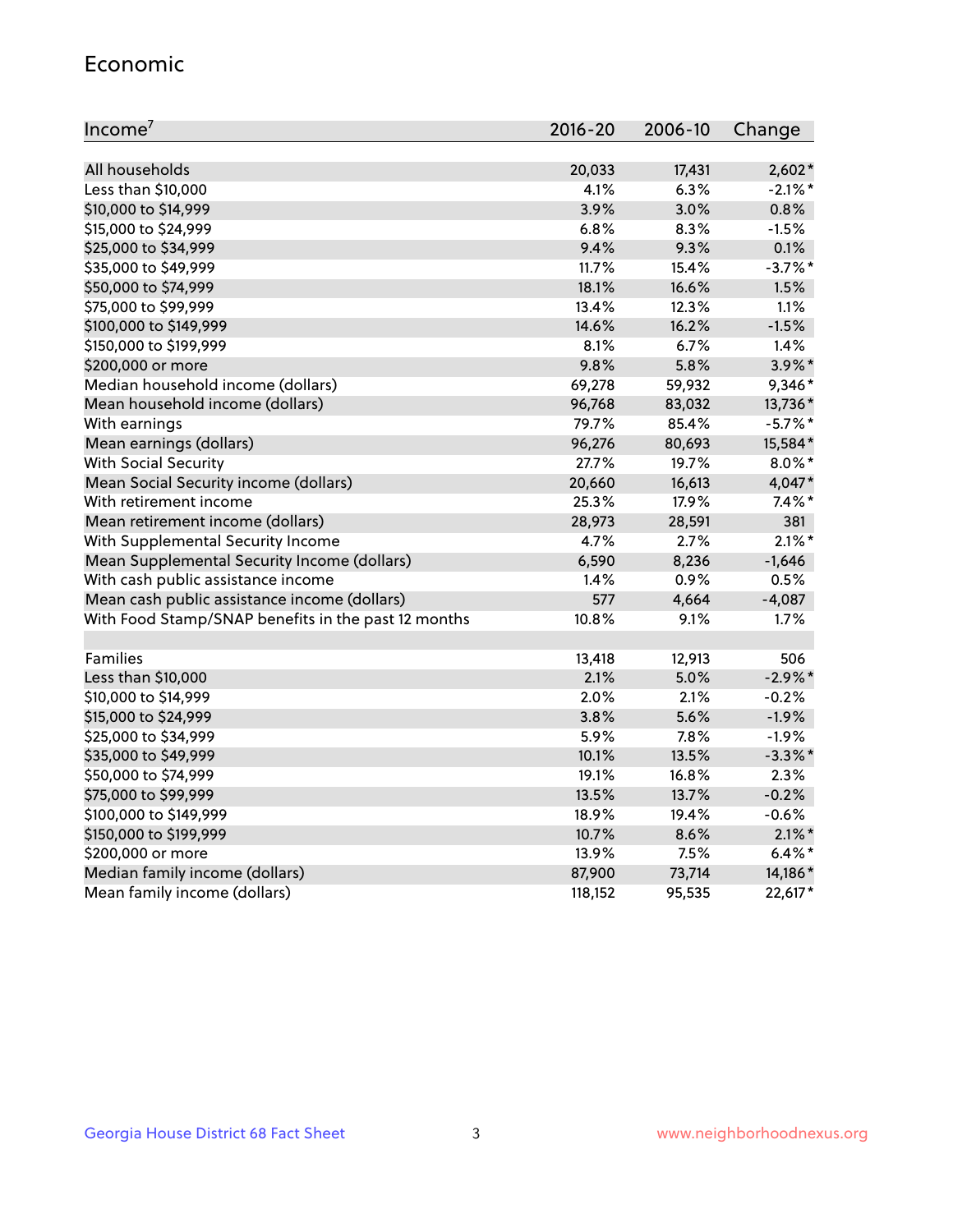## Economic

| Income[7] | 2016-20 | 2006-10 | Change |
|---|---|---|---|
| All households | 20,033 | 17,431 | 2,602* |
| Less than $10,000 | 4.1% | 6.3% | -2.1%* |
| $10,000 to $14,999 | 3.9% | 3.0% | 0.8% |
| $15,000 to $24,999 | 6.8% | 8.3% | -1.5% |
| $25,000 to $34,999 | 9.4% | 9.3% | 0.1% |
| $35,000 to $49,999 | 11.7% | 15.4% | -3.7%* |
| $50,000 to $74,999 | 18.1% | 16.6% | 1.5% |
| $75,000 to $99,999 | 13.4% | 12.3% | 1.1% |
| $100,000 to $149,999 | 14.6% | 16.2% | -1.5% |
| $150,000 to $199,999 | 8.1% | 6.7% | 1.4% |
| $200,000 or more | 9.8% | 5.8% | 3.9%* |
| Median household income (dollars) | 69,278 | 59,932 | 9,346* |
| Mean household income (dollars) | 96,768 | 83,032 | 13,736* |
| With earnings | 79.7% | 85.4% | -5.7%* |
| Mean earnings (dollars) | 96,276 | 80,693 | 15,584* |
| With Social Security | 27.7% | 19.7% | 8.0%* |
| Mean Social Security income (dollars) | 20,660 | 16,613 | 4,047* |
| With retirement income | 25.3% | 17.9% | 7.4%* |
| Mean retirement income (dollars) | 28,973 | 28,591 | 381 |
| With Supplemental Security Income | 4.7% | 2.7% | 2.1%* |
| Mean Supplemental Security Income (dollars) | 6,590 | 8,236 | -1,646 |
| With cash public assistance income | 1.4% | 0.9% | 0.5% |
| Mean cash public assistance income (dollars) | 577 | 4,664 | -4,087 |
| With Food Stamp/SNAP benefits in the past 12 months | 10.8% | 9.1% | 1.7% |
| | | | |
| Families | 13,418 | 12,913 | 506 |
| Less than $10,000 | 2.1% | 5.0% | -2.9%* |
| $10,000 to $14,999 | 2.0% | 2.1% | -0.2% |
| $15,000 to $24,999 | 3.8% | 5.6% | -1.9% |
| $25,000 to $34,999 | 5.9% | 7.8% | -1.9% |
| $35,000 to $49,999 | 10.1% | 13.5% | -3.3%* |
| $50,000 to $74,999 | 19.1% | 16.8% | 2.3% |
| $75,000 to $99,999 | 13.5% | 13.7% | -0.2% |
| $100,000 to $149,999 | 18.9% | 19.4% | -0.6% |
| $150,000 to $199,999 | 10.7% | 8.6% | 2.1%* |
| $200,000 or more | 13.9% | 7.5% | 6.4%* |
| Median family income (dollars) | 87,900 | 73,714 | 14,186* |
| Mean family income (dollars) | 118,152 | 95,535 | 22,617* |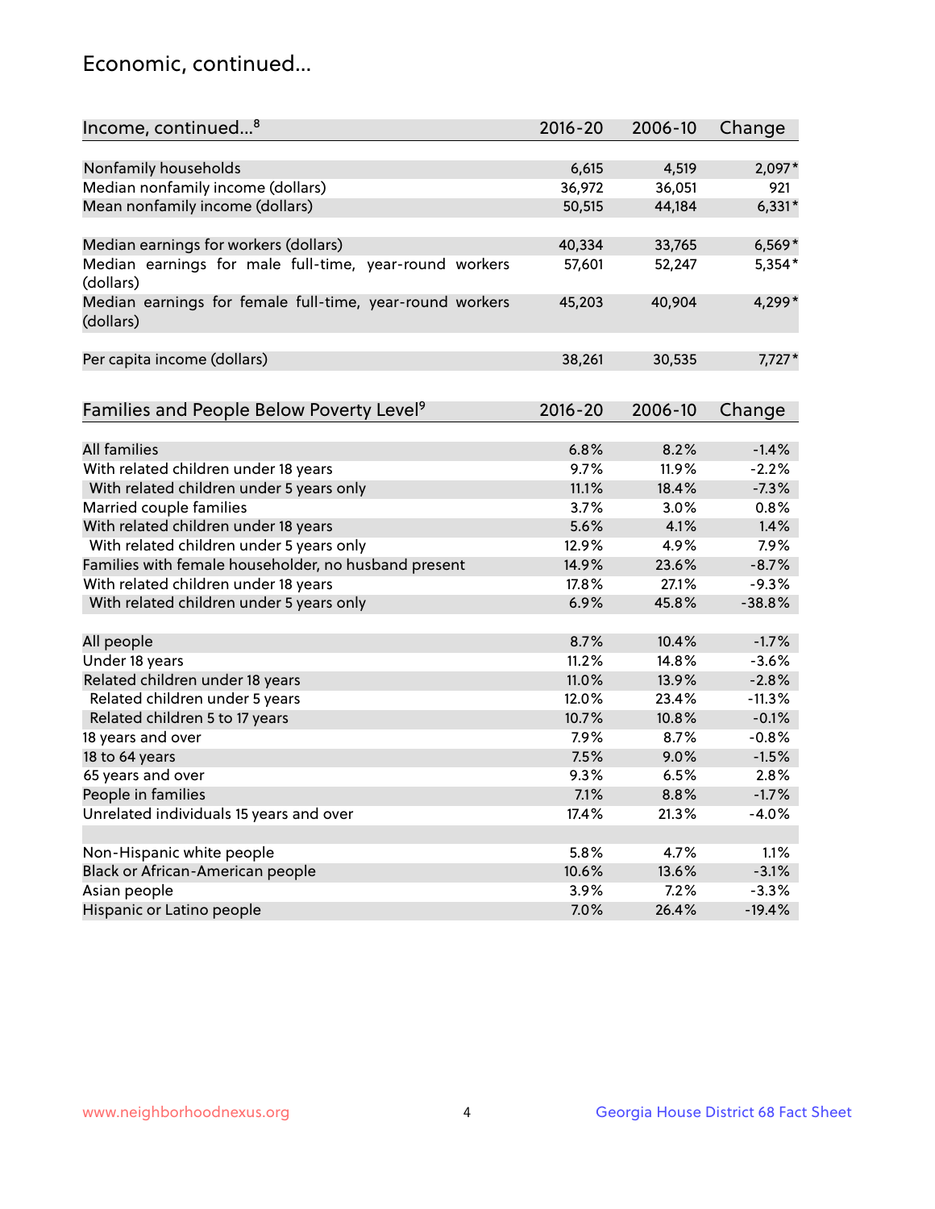## Economic, continued...

| Income, continued...[8] | 2016-20 | 2006-10 | Change |
|---|---|---|---|
| Nonfamily households | 6,615 | 4,519 | 2,097* |
| Median nonfamily income (dollars) | 36,972 | 36,051 | 921 |
| Mean nonfamily income (dollars) | 50,515 | 44,184 | 6,331* |
| | | | |
| Median earnings for workers (dollars) | 40,334 | 33,765 | 6,569* |
| Median earnings for male full-time, year-round workers (dollars) | 57,601 | 52,247 | 5,354* |
| Median earnings for female full-time, year-round workers (dollars) | 45,203 | 40,904 | 4,299* |
| | | | |
| Per capita income (dollars) | 38,261 | 30,535 | 7,727* |

| Families and People Below Poverty Level[9] | 2016-20 | 2006-10 | Change |
|---|---|---|---|
| All families | 6.8% | 8.2% | -1.4% |
| With related children under 18 years | 9.7% | 11.9% | -2.2% |
| With related children under 5 years only | 11.1% | 18.4% | -7.3% |
| Married couple families | 3.7% | 3.0% | 0.8% |
| With related children under 18 years | 5.6% | 4.1% | 1.4% |
| With related children under 5 years only | 12.9% | 4.9% | 7.9% |
| Families with female householder, no husband present | 14.9% | 23.6% | -8.7% |
| With related children under 18 years | 17.8% | 27.1% | -9.3% |
| With related children under 5 years only | 6.9% | 45.8% | -38.8% |
| | | | |
| All people | 8.7% | 10.4% | -1.7% |
| Under 18 years | 11.2% | 14.8% | -3.6% |
| Related children under 18 years | 11.0% | 13.9% | -2.8% |
| Related children under 5 years | 12.0% | 23.4% | -11.3% |
| Related children 5 to 17 years | 10.7% | 10.8% | -0.1% |
| 18 years and over | 7.9% | 8.7% | -0.8% |
| 18 to 64 years | 7.5% | 9.0% | -1.5% |
| 65 years and over | 9.3% | 6.5% | 2.8% |
| People in families | 7.1% | 8.8% | -1.7% |
| Unrelated individuals 15 years and over | 17.4% | 21.3% | -4.0% |
| | | | |
| Non-Hispanic white people | 5.8% | 4.7% | 1.1% |
| Black or African-American people | 10.6% | 13.6% | -3.1% |
| Asian people | 3.9% | 7.2% | -3.3% |
| Hispanic or Latino people | 7.0% | 26.4% | -19.4% |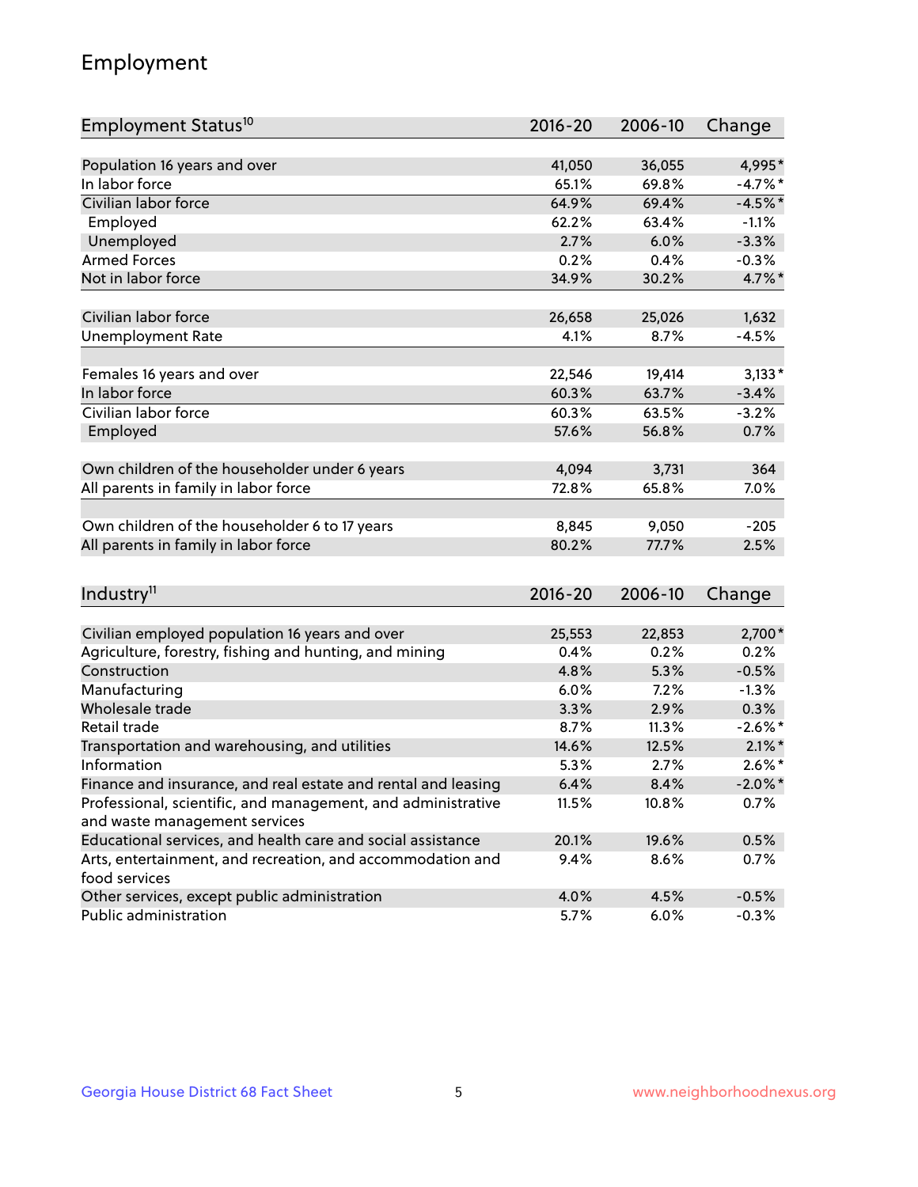## Employment

| Employment Status[10] | 2016-20 | 2006-10 | Change |
|---|---|---|---|
| Population 16 years and over | 41,050 | 36,055 | 4,995* |
| In labor force | 65.1% | 69.8% | -4.7%* |
| Civilian labor force | 64.9% | 69.4% | -4.5%* |
| Employed | 62.2% | 63.4% | -1.1% |
| Unemployed | 2.7% | 6.0% | -3.3% |
| Armed Forces | 0.2% | 0.4% | -0.3% |
| Not in labor force | 34.9% | 30.2% | 4.7%* |
| | | | |
| Civilian labor force | 26,658 | 25,026 | 1,632 |
| Unemployment Rate | 4.1% | 8.7% | -4.5% |
| | | | |
| Females 16 years and over | 22,546 | 19,414 | 3,133* |
| In labor force | 60.3% | 63.7% | -3.4% |
| Civilian labor force | 60.3% | 63.5% | -3.2% |
| Employed | 57.6% | 56.8% | 0.7% |
| | | | |
| Own children of the householder under 6 years | 4,094 | 3,731 | 364 |
| All parents in family in labor force | 72.8% | 65.8% | 7.0% |
| | | | |
| Own children of the householder 6 to 17 years | 8,845 | 9,050 | -205 |
| All parents in family in labor force | 80.2% | 77.7% | 2.5% |

| Industry[11] | 2016-20 | 2006-10 | Change |
|---|---|---|---|
| Civilian employed population 16 years and over | 25,553 | 22,853 | 2,700* |
| Agriculture, forestry, fishing and hunting, and mining | 0.4% | 0.2% | 0.2% |
| Construction | 4.8% | 5.3% | -0.5% |
| Manufacturing | 6.0% | 7.2% | -1.3% |
| Wholesale trade | 3.3% | 2.9% | 0.3% |
| Retail trade | 8.7% | 11.3% | -2.6%* |
| Transportation and warehousing, and utilities | 14.6% | 12.5% | 2.1%* |
| Information | 5.3% | 2.7% | 2.6%* |
| Finance and insurance, and real estate and rental and leasing | 6.4% | 8.4% | -2.0%* |
| Professional, scientific, and management, and administrative and waste management services | 11.5% | 10.8% | 0.7% |
| Educational services, and health care and social assistance | 20.1% | 19.6% | 0.5% |
| Arts, entertainment, and recreation, and accommodation and food services | 9.4% | 8.6% | 0.7% |
| Other services, except public administration | 4.0% | 4.5% | -0.5% |
| Public administration | 5.7% | 6.0% | -0.3% |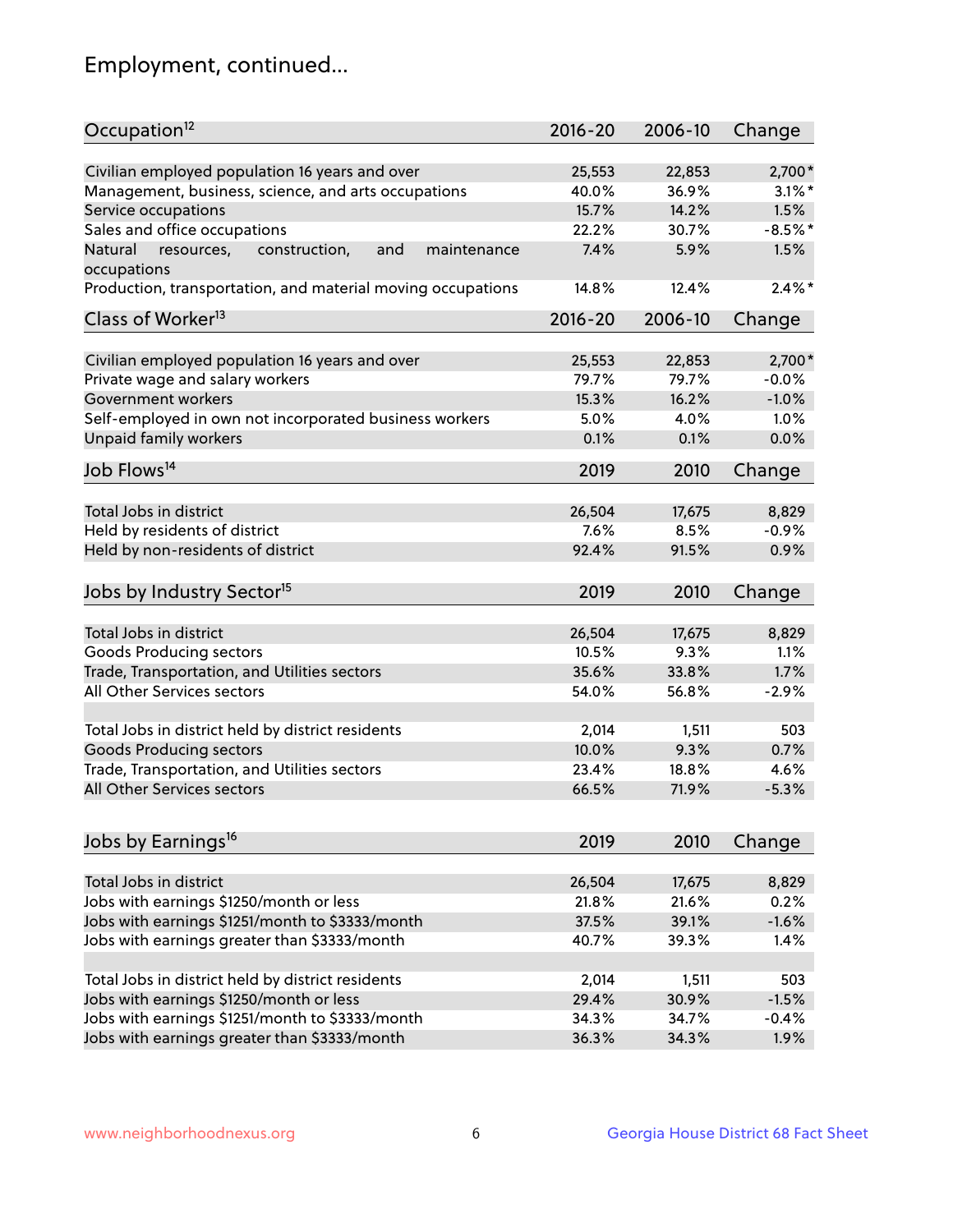## Employment, continued...

| Occupation[12] | 2016-20 | 2006-10 | Change |
|---|---|---|---|
| Civilian employed population 16 years and over | 25,553 | 22,853 | 2,700* |
| Management, business, science, and arts occupations | 40.0% | 36.9% | 3.1%* |
| Service occupations | 15.7% | 14.2% | 1.5% |
| Sales and office occupations | 22.2% | 30.7% | -8.5%* |
| Natural resources, construction, and maintenance occupations | 7.4% | 5.9% | 1.5% |
| Production, transportation, and material moving occupations | 14.8% | 12.4% | 2.4%* |

| Class of Worker[13] | 2016-20 | 2006-10 | Change |
|---|---|---|---|
| Civilian employed population 16 years and over | 25,553 | 22,853 | 2,700* |
| Private wage and salary workers | 79.7% | 79.7% | -0.0% |
| Government workers | 15.3% | 16.2% | -1.0% |
| Self-employed in own not incorporated business workers | 5.0% | 4.0% | 1.0% |
| Unpaid family workers | 0.1% | 0.1% | 0.0% |

| Job Flows[14] | 2019 | 2010 | Change |
|---|---|---|---|
| Total Jobs in district | 26,504 | 17,675 | 8,829 |
| Held by residents of district | 7.6% | 8.5% | -0.9% |
| Held by non-residents of district | 92.4% | 91.5% | 0.9% |

| Jobs by Industry Sector[15] | 2019 | 2010 | Change |
|---|---|---|---|
| Total Jobs in district | 26,504 | 17,675 | 8,829 |
| Goods Producing sectors | 10.5% | 9.3% | 1.1% |
| Trade, Transportation, and Utilities sectors | 35.6% | 33.8% | 1.7% |
| All Other Services sectors | 54.0% | 56.8% | -2.9% |
| | | | |
| Total Jobs in district held by district residents | 2,014 | 1,511 | 503 |
| Goods Producing sectors | 10.0% | 9.3% | 0.7% |
| Trade, Transportation, and Utilities sectors | 23.4% | 18.8% | 4.6% |
| All Other Services sectors | 66.5% | 71.9% | -5.3% |

| Jobs by Earnings[16] | 2019 | 2010 | Change |
|---|---|---|---|
| Total Jobs in district | 26,504 | 17,675 | 8,829 |
| Jobs with earnings $1250/month or less | 21.8% | 21.6% | 0.2% |
| Jobs with earnings $1251/month to $3333/month | 37.5% | 39.1% | -1.6% |
| Jobs with earnings greater than $3333/month | 40.7% | 39.3% | 1.4% |
| | | | |
| Total Jobs in district held by district residents | 2,014 | 1,511 | 503 |
| Jobs with earnings $1250/month or less | 29.4% | 30.9% | -1.5% |
| Jobs with earnings $1251/month to $3333/month | 34.3% | 34.7% | -0.4% |
| Jobs with earnings greater than $3333/month | 36.3% | 34.3% | 1.9% |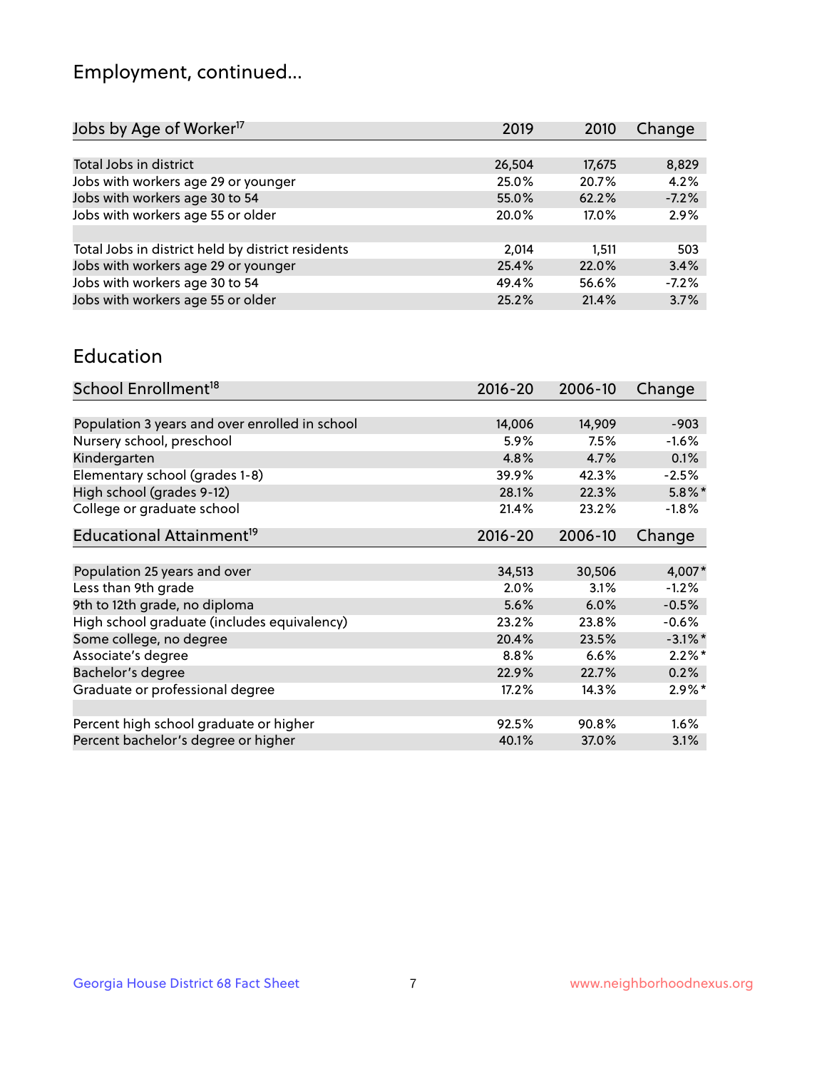## Employment, continued...

| Jobs by Age of Worker[17] | 2019 | 2010 | Change |
|---|---|---|---|
| Total Jobs in district | 26,504 | 17,675 | 8,829 |
| Jobs with workers age 29 or younger | 25.0% | 20.7% | 4.2% |
| Jobs with workers age 30 to 54 | 55.0% | 62.2% | -7.2% |
| Jobs with workers age 55 or older | 20.0% | 17.0% | 2.9% |
| | | | |
| Total Jobs in district held by district residents | 2,014 | 1,511 | 503 |
| Jobs with workers age 29 or younger | 25.4% | 22.0% | 3.4% |
| Jobs with workers age 30 to 54 | 49.4% | 56.6% | -7.2% |
| Jobs with workers age 55 or older | 25.2% | 21.4% | 3.7% |

## Education

| School Enrollment[18] | 2016-20 | 2006-10 | Change |
|---|---|---|---|
| Population 3 years and over enrolled in school | 14,006 | 14,909 | -903 |
| Nursery school, preschool | 5.9% | 7.5% | -1.6% |
| Kindergarten | 4.8% | 4.7% | 0.1% |
| Elementary school (grades 1-8) | 39.9% | 42.3% | -2.5% |
| High school (grades 9-12) | 28.1% | 22.3% | 5.8%* |
| College or graduate school | 21.4% | 23.2% | -1.8% |

| Educational Attainment[19] | 2016-20 | 2006-10 | Change |
|---|---|---|---|
| Population 25 years and over | 34,513 | 30,506 | 4,007* |
| Less than 9th grade | 2.0% | 3.1% | -1.2% |
| 9th to 12th grade, no diploma | 5.6% | 6.0% | -0.5% |
| High school graduate (includes equivalency) | 23.2% | 23.8% | -0.6% |
| Some college, no degree | 20.4% | 23.5% | -3.1%* |
| Associate's degree | 8.8% | 6.6% | 2.2%* |
| Bachelor's degree | 22.9% | 22.7% | 0.2% |
| Graduate or professional degree | 17.2% | 14.3% | 2.9%* |
| | | | |
| Percent high school graduate or higher | 92.5% | 90.8% | 1.6% |
| Percent bachelor's degree or higher | 40.1% | 37.0% | 3.1% |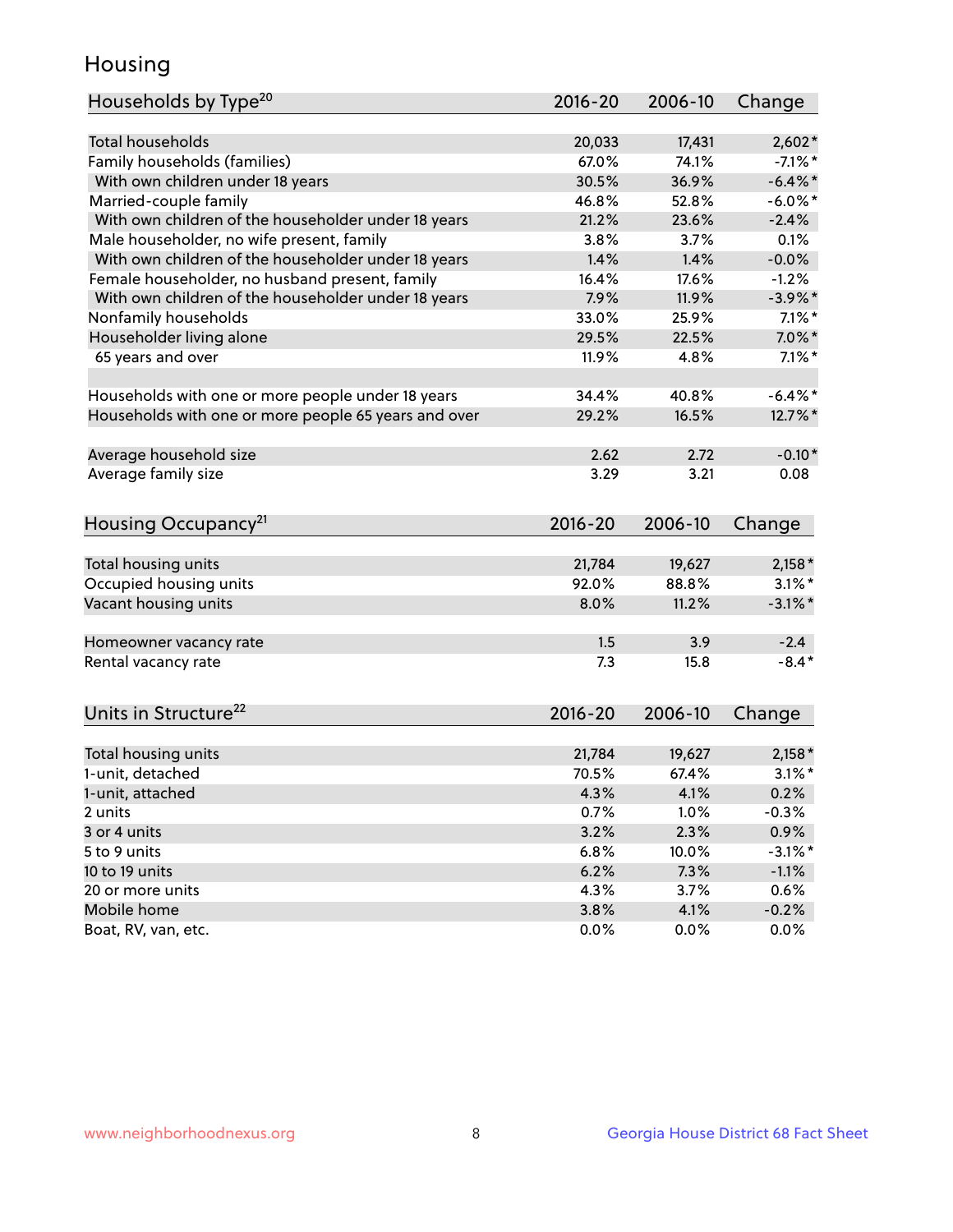## Housing

| Households by Type[20] | 2016-20 | 2006-10 | Change |
|---|---|---|---|
| Total households | 20,033 | 17,431 | 2,602* |
| Family households (families) | 67.0% | 74.1% | -7.1%* |
| With own children under 18 years | 30.5% | 36.9% | -6.4%* |
| Married-couple family | 46.8% | 52.8% | -6.0%* |
| With own children of the householder under 18 years | 21.2% | 23.6% | -2.4% |
| Male householder, no wife present, family | 3.8% | 3.7% | 0.1% |
| With own children of the householder under 18 years | 1.4% | 1.4% | -0.0% |
| Female householder, no husband present, family | 16.4% | 17.6% | -1.2% |
| With own children of the householder under 18 years | 7.9% | 11.9% | -3.9%* |
| Nonfamily households | 33.0% | 25.9% | 7.1%* |
| Householder living alone | 29.5% | 22.5% | 7.0%* |
| 65 years and over | 11.9% | 4.8% | 7.1%* |
| | | | |
| Households with one or more people under 18 years | 34.4% | 40.8% | -6.4%* |
| Households with one or more people 65 years and over | 29.2% | 16.5% | 12.7%* |
| | | | |
| Average household size | 2.62 | 2.72 | -0.10* |
| Average family size | 3.29 | 3.21 | 0.08 |

| Housing Occupancy[21] | 2016-20 | 2006-10 | Change |
|---|---|---|---|
| Total housing units | 21,784 | 19,627 | 2,158* |
| Occupied housing units | 92.0% | 88.8% | 3.1%* |
| Vacant housing units | 8.0% | 11.2% | -3.1%* |
| | | | |
| Homeowner vacancy rate | 1.5 | 3.9 | -2.4 |
| Rental vacancy rate | 7.3 | 15.8 | -8.4* |

| Units in Structure[22] | 2016-20 | 2006-10 | Change |
|---|---|---|---|
| Total housing units | 21,784 | 19,627 | 2,158* |
| 1-unit, detached | 70.5% | 67.4% | 3.1%* |
| 1-unit, attached | 4.3% | 4.1% | 0.2% |
| 2 units | 0.7% | 1.0% | -0.3% |
| 3 or 4 units | 3.2% | 2.3% | 0.9% |
| 5 to 9 units | 6.8% | 10.0% | -3.1%* |
| 10 to 19 units | 6.2% | 7.3% | -1.1% |
| 20 or more units | 4.3% | 3.7% | 0.6% |
| Mobile home | 3.8% | 4.1% | -0.2% |
| Boat, RV, van, etc. | 0.0% | 0.0% | 0.0% |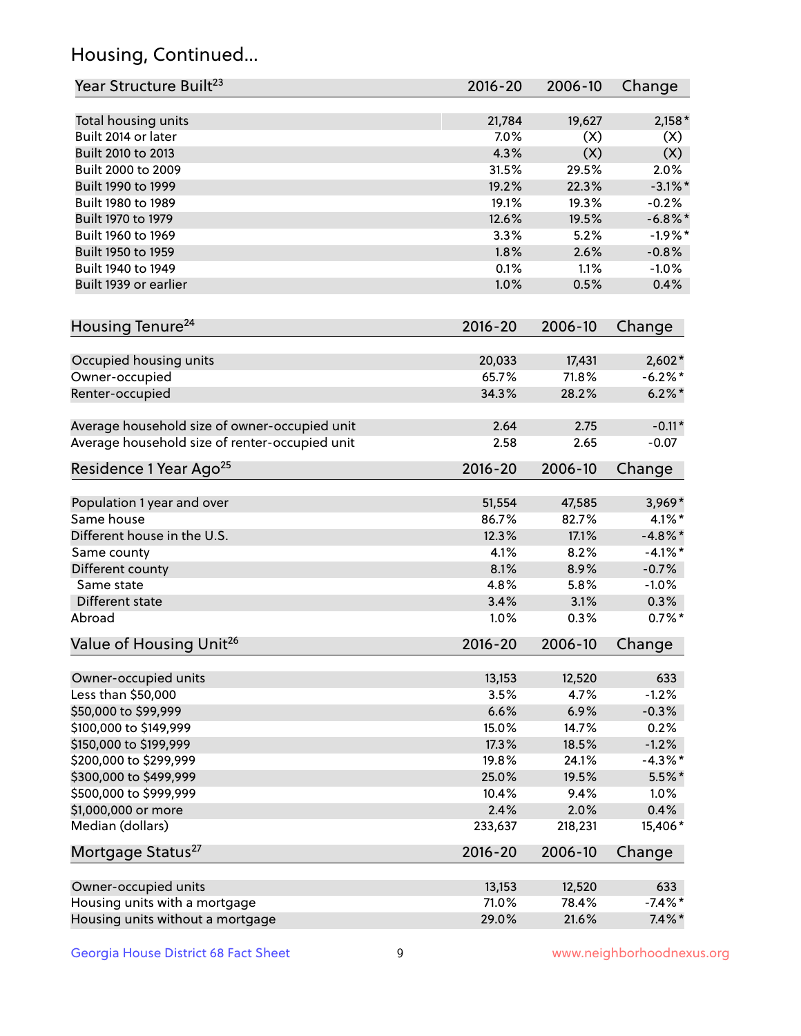## Housing, Continued...

| Year Structure Built[23] | 2016-20 | 2006-10 | Change |
|---|---|---|---|
| Total housing units | 21,784 | 19,627 | 2,158* |
| Built 2014 or later | 7.0% | (X) | (X) |
| Built 2010 to 2013 | 4.3% | (X) | (X) |
| Built 2000 to 2009 | 31.5% | 29.5% | 2.0% |
| Built 1990 to 1999 | 19.2% | 22.3% | -3.1%* |
| Built 1980 to 1989 | 19.1% | 19.3% | -0.2% |
| Built 1970 to 1979 | 12.6% | 19.5% | -6.8%* |
| Built 1960 to 1969 | 3.3% | 5.2% | -1.9%* |
| Built 1950 to 1959 | 1.8% | 2.6% | -0.8% |
| Built 1940 to 1949 | 0.1% | 1.1% | -1.0% |
| Built 1939 or earlier | 1.0% | 0.5% | 0.4% |

| Housing Tenure[24] | 2016-20 | 2006-10 | Change |
|---|---|---|---|
| Occupied housing units | 20,033 | 17,431 | 2,602* |
| Owner-occupied | 65.7% | 71.8% | -6.2%* |
| Renter-occupied | 34.3% | 28.2% | 6.2%* |
| Average household size of owner-occupied unit | 2.64 | 2.75 | -0.11* |
| Average household size of renter-occupied unit | 2.58 | 2.65 | -0.07 |

| Residence 1 Year Ago[25] | 2016-20 | 2006-10 | Change |
|---|---|---|---|
| Population 1 year and over | 51,554 | 47,585 | 3,969* |
| Same house | 86.7% | 82.7% | 4.1%* |
| Different house in the U.S. | 12.3% | 17.1% | -4.8%* |
| Same county | 4.1% | 8.2% | -4.1%* |
| Different county | 8.1% | 8.9% | -0.7% |
| Same state | 4.8% | 5.8% | -1.0% |
| Different state | 3.4% | 3.1% | 0.3% |
| Abroad | 1.0% | 0.3% | 0.7%* |

| Value of Housing Unit[26] | 2016-20 | 2006-10 | Change |
|---|---|---|---|
| Owner-occupied units | 13,153 | 12,520 | 633 |
| Less than $50,000 | 3.5% | 4.7% | -1.2% |
| $50,000 to $99,999 | 6.6% | 6.9% | -0.3% |
| $100,000 to $149,999 | 15.0% | 14.7% | 0.2% |
| $150,000 to $199,999 | 17.3% | 18.5% | -1.2% |
| $200,000 to $299,999 | 19.8% | 24.1% | -4.3%* |
| $300,000 to $499,999 | 25.0% | 19.5% | 5.5%* |
| $500,000 to $999,999 | 10.4% | 9.4% | 1.0% |
| $1,000,000 or more | 2.4% | 2.0% | 0.4% |
| Median (dollars) | 233,637 | 218,231 | 15,406* |

| Mortgage Status[27] | 2016-20 | 2006-10 | Change |
|---|---|---|---|
| Owner-occupied units | 13,153 | 12,520 | 633 |
| Housing units with a mortgage | 71.0% | 78.4% | -7.4%* |
| Housing units without a mortgage | 29.0% | 21.6% | 7.4%* |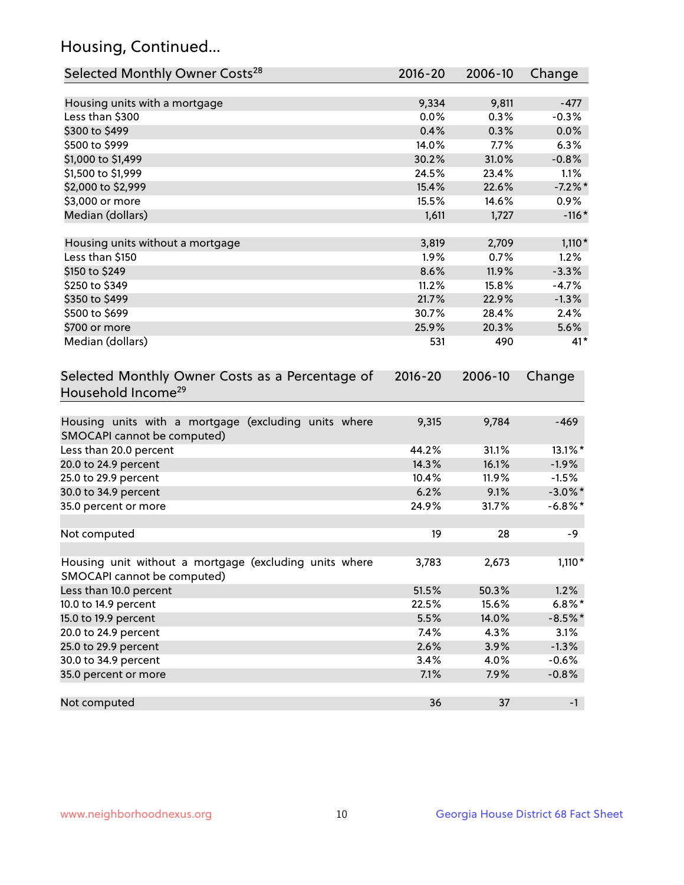## Housing, Continued...

| Selected Monthly Owner Costs[28] | 2016-20 | 2006-10 | Change |
|---|---|---|---|
| Housing units with a mortgage | 9,334 | 9,811 | -477 |
| Less than $300 | 0.0% | 0.3% | -0.3% |
| $300 to $499 | 0.4% | 0.3% | 0.0% |
| $500 to $999 | 14.0% | 7.7% | 6.3% |
| $1,000 to $1,499 | 30.2% | 31.0% | -0.8% |
| $1,500 to $1,999 | 24.5% | 23.4% | 1.1% |
| $2,000 to $2,999 | 15.4% | 22.6% | -7.2%* |
| $3,000 or more | 15.5% | 14.6% | 0.9% |
| Median (dollars) | 1,611 | 1,727 | -116* |
| | | | |
| Housing units without a mortgage | 3,819 | 2,709 | 1,110* |
| Less than $150 | 1.9% | 0.7% | 1.2% |
| $150 to $249 | 8.6% | 11.9% | -3.3% |
| $250 to $349 | 11.2% | 15.8% | -4.7% |
| $350 to $499 | 21.7% | 22.9% | -1.3% |
| $500 to $699 | 30.7% | 28.4% | 2.4% |
| $700 or more | 25.9% | 20.3% | 5.6% |
| Median (dollars) | 531 | 490 | 41* |

| Selected Monthly Owner Costs as a Percentage of Household Income[29] | 2016-20 | 2006-10 | Change |
|---|---|---|---|
| Housing units with a mortgage (excluding units where SMOCAPI cannot be computed) | 9,315 | 9,784 | -469 |
| Less than 20.0 percent | 44.2% | 31.1% | 13.1%* |
| 20.0 to 24.9 percent | 14.3% | 16.1% | -1.9% |
| 25.0 to 29.9 percent | 10.4% | 11.9% | -1.5% |
| 30.0 to 34.9 percent | 6.2% | 9.1% | -3.0%* |
| 35.0 percent or more | 24.9% | 31.7% | -6.8%* |
| | | | |
| Not computed | 19 | 28 | -9 |
| | | | |
| Housing unit without a mortgage (excluding units where SMOCAPI cannot be computed) | 3,783 | 2,673 | 1,110* |
| Less than 10.0 percent | 51.5% | 50.3% | 1.2% |
| 10.0 to 14.9 percent | 22.5% | 15.6% | 6.8%* |
| 15.0 to 19.9 percent | 5.5% | 14.0% | -8.5%* |
| 20.0 to 24.9 percent | 7.4% | 4.3% | 3.1% |
| 25.0 to 29.9 percent | 2.6% | 3.9% | -1.3% |
| 30.0 to 34.9 percent | 3.4% | 4.0% | -0.6% |
| 35.0 percent or more | 7.1% | 7.9% | -0.8% |
| | | | |
| Not computed | 36 | 37 | -1 |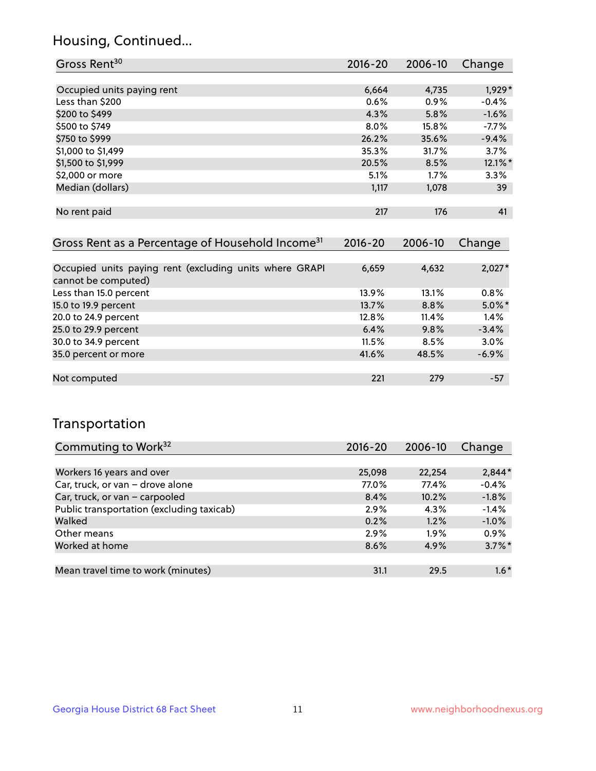## Housing, Continued...

| Gross Rent[30] | 2016-20 | 2006-10 | Change |
|---|---|---|---|
| Occupied units paying rent | 6,664 | 4,735 | 1,929* |
| Less than $200 | 0.6% | 0.9% | -0.4% |
| $200 to $499 | 4.3% | 5.8% | -1.6% |
| $500 to $749 | 8.0% | 15.8% | -7.7% |
| $750 to $999 | 26.2% | 35.6% | -9.4% |
| $1,000 to $1,499 | 35.3% | 31.7% | 3.7% |
| $1,500 to $1,999 | 20.5% | 8.5% | 12.1%* |
| $2,000 or more | 5.1% | 1.7% | 3.3% |
| Median (dollars) | 1,117 | 1,078 | 39 |
| No rent paid | 217 | 176 | 41 |

| Gross Rent as a Percentage of Household Income[31] | 2016-20 | 2006-10 | Change |
|---|---|---|---|
| Occupied units paying rent (excluding units where GRAPI cannot be computed) | 6,659 | 4,632 | 2,027* |
| Less than 15.0 percent | 13.9% | 13.1% | 0.8% |
| 15.0 to 19.9 percent | 13.7% | 8.8% | 5.0%* |
| 20.0 to 24.9 percent | 12.8% | 11.4% | 1.4% |
| 25.0 to 29.9 percent | 6.4% | 9.8% | -3.4% |
| 30.0 to 34.9 percent | 11.5% | 8.5% | 3.0% |
| 35.0 percent or more | 41.6% | 48.5% | -6.9% |
| Not computed | 221 | 279 | -57 |

## Transportation

| Commuting to Work[32] | 2016-20 | 2006-10 | Change |
|---|---|---|---|
| Workers 16 years and over | 25,098 | 22,254 | 2,844* |
| Car, truck, or van – drove alone | 77.0% | 77.4% | -0.4% |
| Car, truck, or van – carpooled | 8.4% | 10.2% | -1.8% |
| Public transportation (excluding taxicab) | 2.9% | 4.3% | -1.4% |
| Walked | 0.2% | 1.2% | -1.0% |
| Other means | 2.9% | 1.9% | 0.9% |
| Worked at home | 8.6% | 4.9% | 3.7%* |
| Mean travel time to work (minutes) | 31.1 | 29.5 | 1.6* |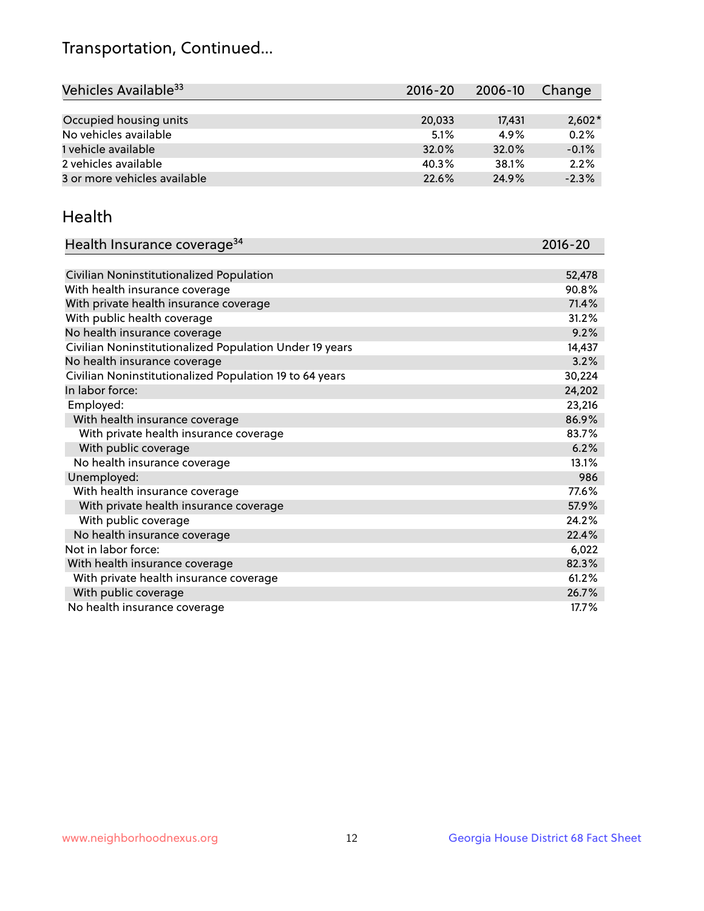# Transportation, Continued...

| Vehicles Available[33] | 2016-20 | 2006-10 | Change |
|---|---|---|---|
| Occupied housing units | 20,033 | 17,431 | 2,602* |
| No vehicles available | 5.1% | 4.9% | 0.2% |
| 1 vehicle available | 32.0% | 32.0% | -0.1% |
| 2 vehicles available | 40.3% | 38.1% | 2.2% |
| 3 or more vehicles available | 22.6% | 24.9% | -2.3% |

## Health

| Health Insurance coverage[34] | 2016-20 |
|---|---|
| Civilian Noninstitutionalized Population | 52,478 |
| With health insurance coverage | 90.8% |
| With private health insurance coverage | 71.4% |
| With public health coverage | 31.2% |
| No health insurance coverage | 9.2% |
| Civilian Noninstitutionalized Population Under 19 years | 14,437 |
| No health insurance coverage | 3.2% |
| Civilian Noninstitutionalized Population 19 to 64 years | 30,224 |
| In labor force: | 24,202 |
| Employed: | 23,216 |
| With health insurance coverage | 86.9% |
| With private health insurance coverage | 83.7% |
| With public coverage | 6.2% |
| No health insurance coverage | 13.1% |
| Unemployed: | 986 |
| With health insurance coverage | 77.6% |
| With private health insurance coverage | 57.9% |
| With public coverage | 24.2% |
| No health insurance coverage | 22.4% |
| Not in labor force: | 6,022 |
| With health insurance coverage | 82.3% |
| With private health insurance coverage | 61.2% |
| With public coverage | 26.7% |
| No health insurance coverage | 17.7% |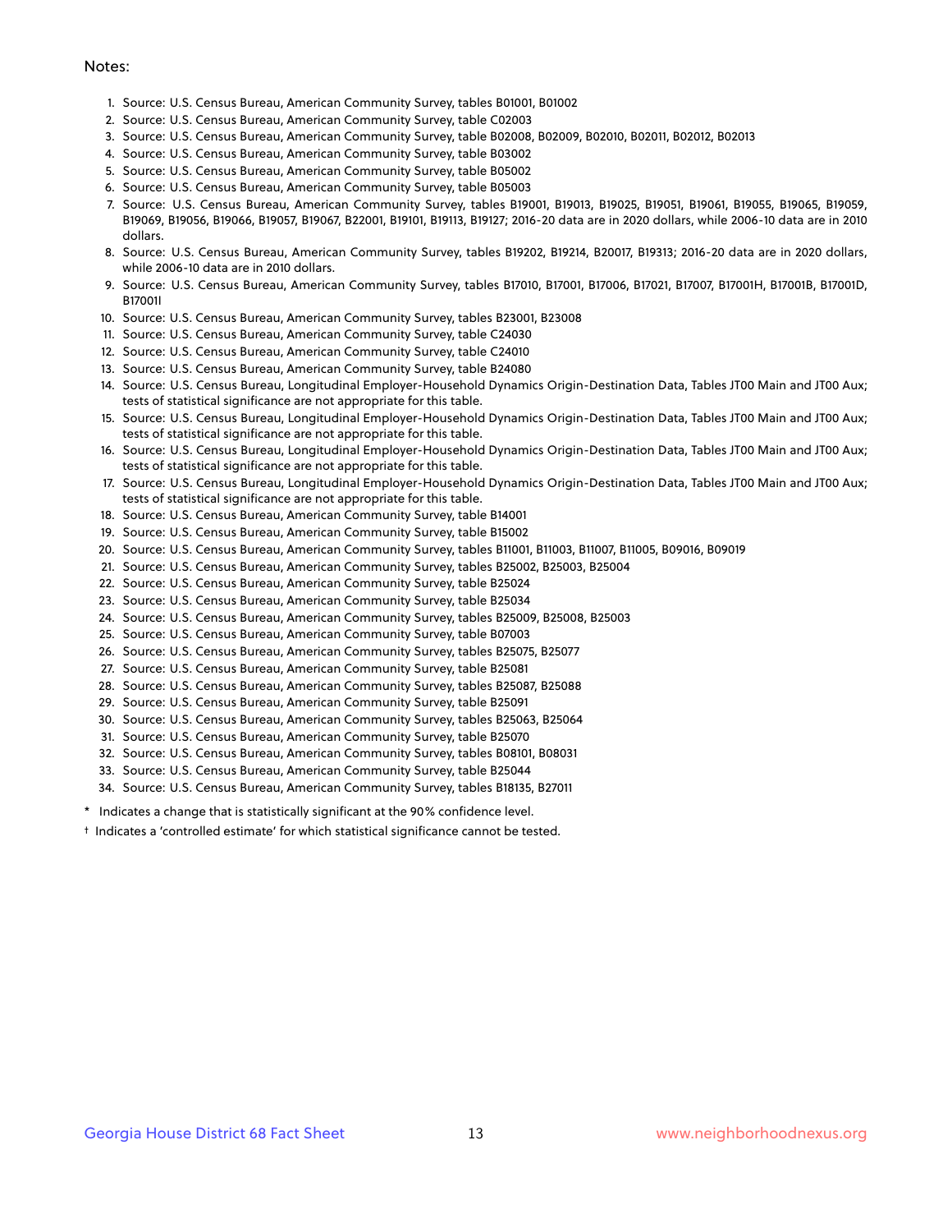Notes:

1. Source: U.S. Census Bureau, American Community Survey, tables B01001, B01002
2. Source: U.S. Census Bureau, American Community Survey, table C02003
3. Source: U.S. Census Bureau, American Community Survey, table B02008, B02009, B02010, B02011, B02012, B02013
4. Source: U.S. Census Bureau, American Community Survey, table B03002
5. Source: U.S. Census Bureau, American Community Survey, table B05002
6. Source: U.S. Census Bureau, American Community Survey, table B05003
7. Source: U.S. Census Bureau, American Community Survey, tables B19001, B19013, B19025, B19051, B19061, B19055, B19065, B19059, B19069, B19056, B19066, B19057, B19067, B22001, B19101, B19113, B19127; 2016-20 data are in 2020 dollars, while 2006-10 data are in 2010 dollars.
8. Source: U.S. Census Bureau, American Community Survey, tables B19202, B19214, B20017, B19313; 2016-20 data are in 2020 dollars, while 2006-10 data are in 2010 dollars.
9. Source: U.S. Census Bureau, American Community Survey, tables B17010, B17001, B17006, B17021, B17007, B17001H, B17001B, B17001D, B17001I
10. Source: U.S. Census Bureau, American Community Survey, tables B23001, B23008
11. Source: U.S. Census Bureau, American Community Survey, table C24030
12. Source: U.S. Census Bureau, American Community Survey, table C24010
13. Source: U.S. Census Bureau, American Community Survey, table B24080
14. Source: U.S. Census Bureau, Longitudinal Employer-Household Dynamics Origin-Destination Data, Tables JT00 Main and JT00 Aux; tests of statistical significance are not appropriate for this table.
15. Source: U.S. Census Bureau, Longitudinal Employer-Household Dynamics Origin-Destination Data, Tables JT00 Main and JT00 Aux; tests of statistical significance are not appropriate for this table.
16. Source: U.S. Census Bureau, Longitudinal Employer-Household Dynamics Origin-Destination Data, Tables JT00 Main and JT00 Aux; tests of statistical significance are not appropriate for this table.
17. Source: U.S. Census Bureau, Longitudinal Employer-Household Dynamics Origin-Destination Data, Tables JT00 Main and JT00 Aux; tests of statistical significance are not appropriate for this table.
18. Source: U.S. Census Bureau, American Community Survey, table B14001
19. Source: U.S. Census Bureau, American Community Survey, table B15002
20. Source: U.S. Census Bureau, American Community Survey, tables B11001, B11003, B11007, B11005, B09016, B09019
21. Source: U.S. Census Bureau, American Community Survey, tables B25002, B25003, B25004
22. Source: U.S. Census Bureau, American Community Survey, table B25024
23. Source: U.S. Census Bureau, American Community Survey, table B25034
24. Source: U.S. Census Bureau, American Community Survey, tables B25009, B25008, B25003
25. Source: U.S. Census Bureau, American Community Survey, table B07003
26. Source: U.S. Census Bureau, American Community Survey, tables B25075, B25077
27. Source: U.S. Census Bureau, American Community Survey, table B25081
28. Source: U.S. Census Bureau, American Community Survey, tables B25087, B25088
29. Source: U.S. Census Bureau, American Community Survey, table B25091
30. Source: U.S. Census Bureau, American Community Survey, tables B25063, B25064
31. Source: U.S. Census Bureau, American Community Survey, table B25070
32. Source: U.S. Census Bureau, American Community Survey, tables B08101, B08031
33. Source: U.S. Census Bureau, American Community Survey, table B25044
34. Source: U.S. Census Bureau, American Community Survey, tables B18135, B27011

\* Indicates a change that is statistically significant at the 90% confidence level.

† Indicates a 'controlled estimate' for which statistical significance cannot be tested.